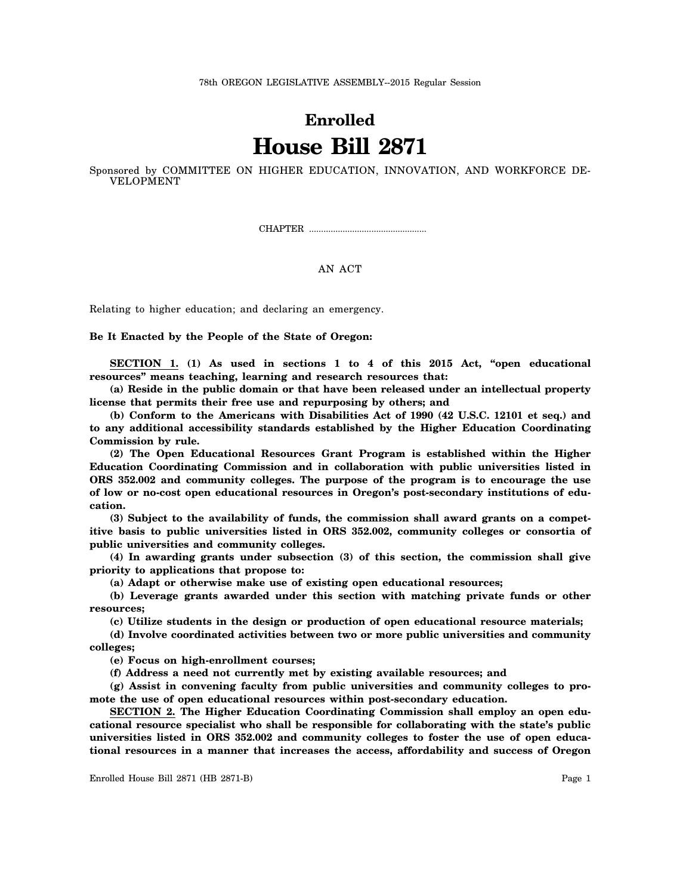78th OREGON LEGISLATIVE ASSEMBLY--2015 Regular Session

# Enrolled

# House Bill 2871

Sponsored by COMMITTEE ON HIGHER EDUCATION, INNOVATION, AND WORKFORCE DEVELOPMENT

CHAPTER .................................................

AN ACT

Relating to higher education; and declaring an emergency.

**Be It Enacted by the People of the State of Oregon:**

**SECTION 1. (1) As used in sections 1 to 4 of this 2015 Act, "open educational resources" means teaching, learning and research resources that:**

**(a) Reside in the public domain or that have been released under an intellectual property license that permits their free use and repurposing by others; and**

**(b) Conform to the Americans with Disabilities Act of 1990 (42 U.S.C. 12101 et seq.) and to any additional accessibility standards established by the Higher Education Coordinating Commission by rule.**

**(2) The Open Educational Resources Grant Program is established within the Higher Education Coordinating Commission and in collaboration with public universities listed in ORS 352.002 and community colleges. The purpose of the program is to encourage the use of low or no-cost open educational resources in Oregon's post-secondary institutions of education.**

**(3) Subject to the availability of funds, the commission shall award grants on a competitive basis to public universities listed in ORS 352.002, community colleges or consortia of public universities and community colleges.**

**(4) In awarding grants under subsection (3) of this section, the commission shall give priority to applications that propose to:**

**(a) Adapt or otherwise make use of existing open educational resources;**

**(b) Leverage grants awarded under this section with matching private funds or other resources;**

**(c) Utilize students in the design or production of open educational resource materials;**

**(d) Involve coordinated activities between two or more public universities and community colleges;**

**(e) Focus on high-enrollment courses;**

**(f) Address a need not currently met by existing available resources; and**

**(g) Assist in convening faculty from public universities and community colleges to promote the use of open educational resources within post-secondary education.**

**SECTION 2. The Higher Education Coordinating Commission shall employ an open educational resource specialist who shall be responsible for collaborating with the state's public universities listed in ORS 352.002 and community colleges to foster the use of open educational resources in a manner that increases the access, affordability and success of Oregon**

Enrolled House Bill 2871 (HB 2871-B)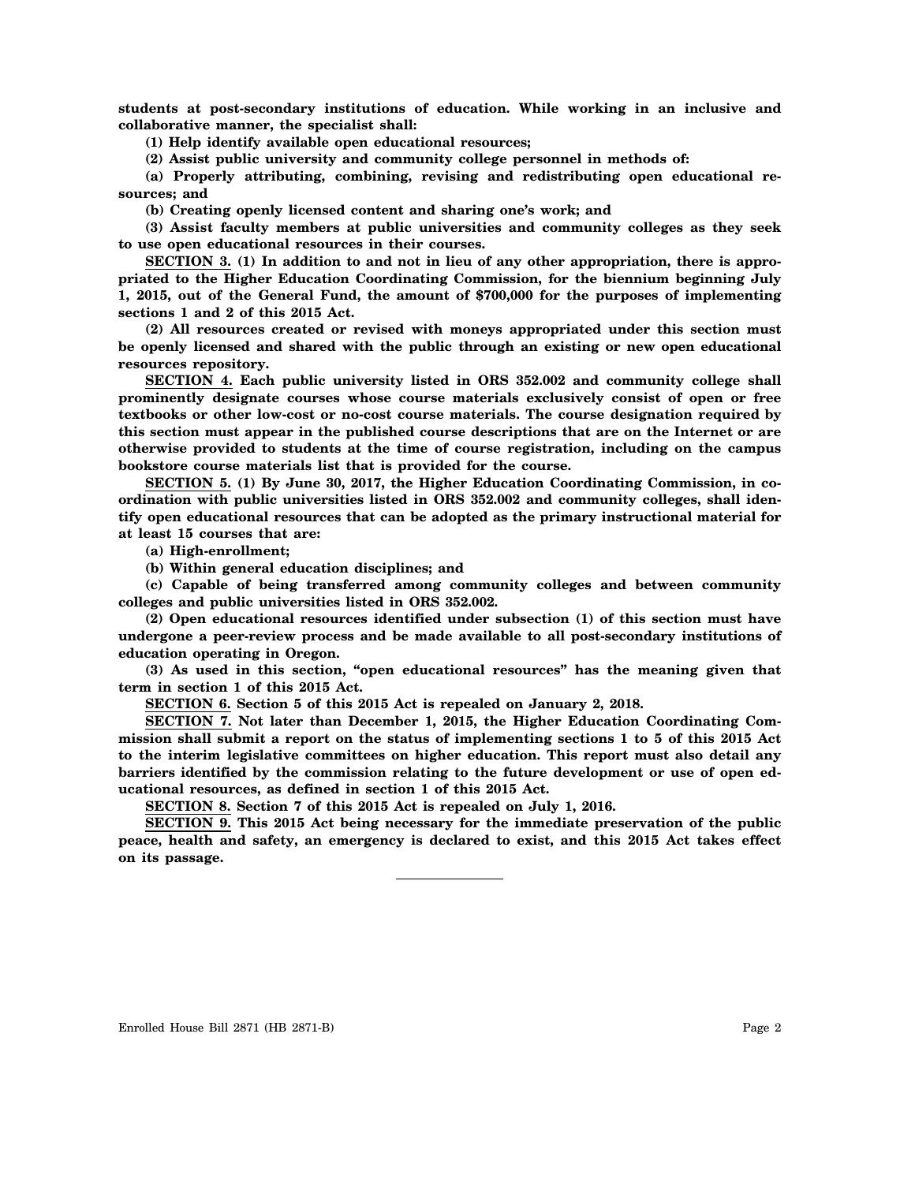**students at post-secondary institutions of education. While working in an inclusive and collaborative manner, the specialist shall:**

**(1) Help identify available open educational resources;**

**(2) Assist public university and community college personnel in methods of:**

**(a) Properly attributing, combining, revising and redistributing open educational resources; and**

**(b) Creating openly licensed content and sharing one's work; and**

**(3) Assist faculty members at public universities and community colleges as they seek to use open educational resources in their courses.**

**SECTION 3. (1) In addition to and not in lieu of any other appropriation, there is appropriated to the Higher Education Coordinating Commission, for the biennium beginning July 1, 2015, out of the General Fund, the amount of $700,000 for the purposes of implementing sections 1 and 2 of this 2015 Act.**

**(2) All resources created or revised with moneys appropriated under this section must be openly licensed and shared with the public through an existing or new open educational resources repository.**

**SECTION 4. Each public university listed in ORS 352.002 and community college shall prominently designate courses whose course materials exclusively consist of open or free textbooks or other low-cost or no-cost course materials. The course designation required by this section must appear in the published course descriptions that are on the Internet or are otherwise provided to students at the time of course registration, including on the campus bookstore course materials list that is provided for the course.**

**SECTION 5. (1) By June 30, 2017, the Higher Education Coordinating Commission, in coordination with public universities listed in ORS 352.002 and community colleges, shall identify open educational resources that can be adopted as the primary instructional material for at least 15 courses that are:**

**(a) High-enrollment;**

**(b) Within general education disciplines; and**

**(c) Capable of being transferred among community colleges and between community colleges and public universities listed in ORS 352.002.**

**(2) Open educational resources identified under subsection (1) of this section must have undergone a peer-review process and be made available to all post-secondary institutions of education operating in Oregon.**

**(3) As used in this section, "open educational resources" has the meaning given that term in section 1 of this 2015 Act.**

**SECTION 6. Section 5 of this 2015 Act is repealed on January 2, 2018.**

**SECTION 7. Not later than December 1, 2015, the Higher Education Coordinating Commission shall submit a report on the status of implementing sections 1 to 5 of this 2015 Act to the interim legislative committees on higher education. This report must also detail any barriers identified by the commission relating to the future development or use of open educational resources, as defined in section 1 of this 2015 Act.**

**SECTION 8. Section 7 of this 2015 Act is repealed on July 1, 2016.**

**SECTION 9. This 2015 Act being necessary for the immediate preservation of the public peace, health and safety, an emergency is declared to exist, and this 2015 Act takes effect on its passage.**

---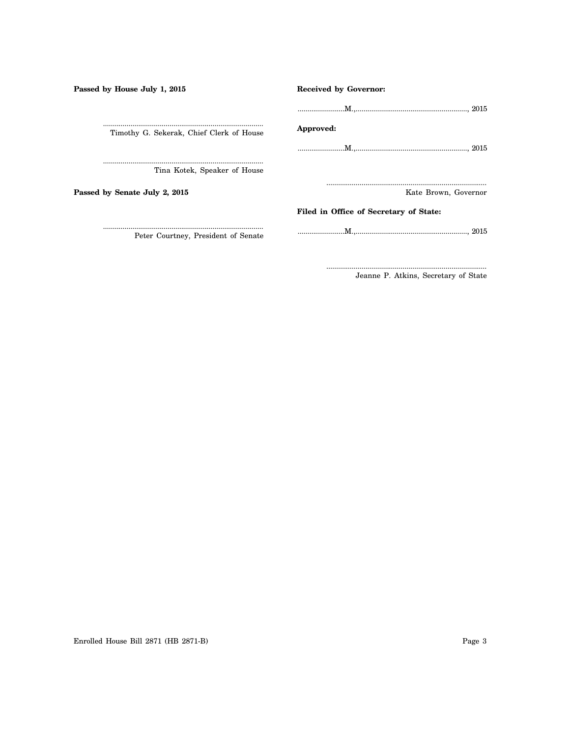**Passed by House July 1, 2015**

..................................................................................
Timothy G. Sekerak, Chief Clerk of House

..................................................................................
Tina Kotek, Speaker of House

**Passed by Senate July 2, 2015**

..................................................................................
Peter Courtney, President of Senate

**Received by Governor:**

........................M.,........................................................., 2015

**Approved:**

........................M.,........................................................., 2015

..................................................................................
Kate Brown, Governor

**Filed in Office of Secretary of State:**

........................M.,........................................................., 2015

..................................................................................
Jeanne P. Atkins, Secretary of State

Enrolled House Bill 2871 (HB 2871-B)